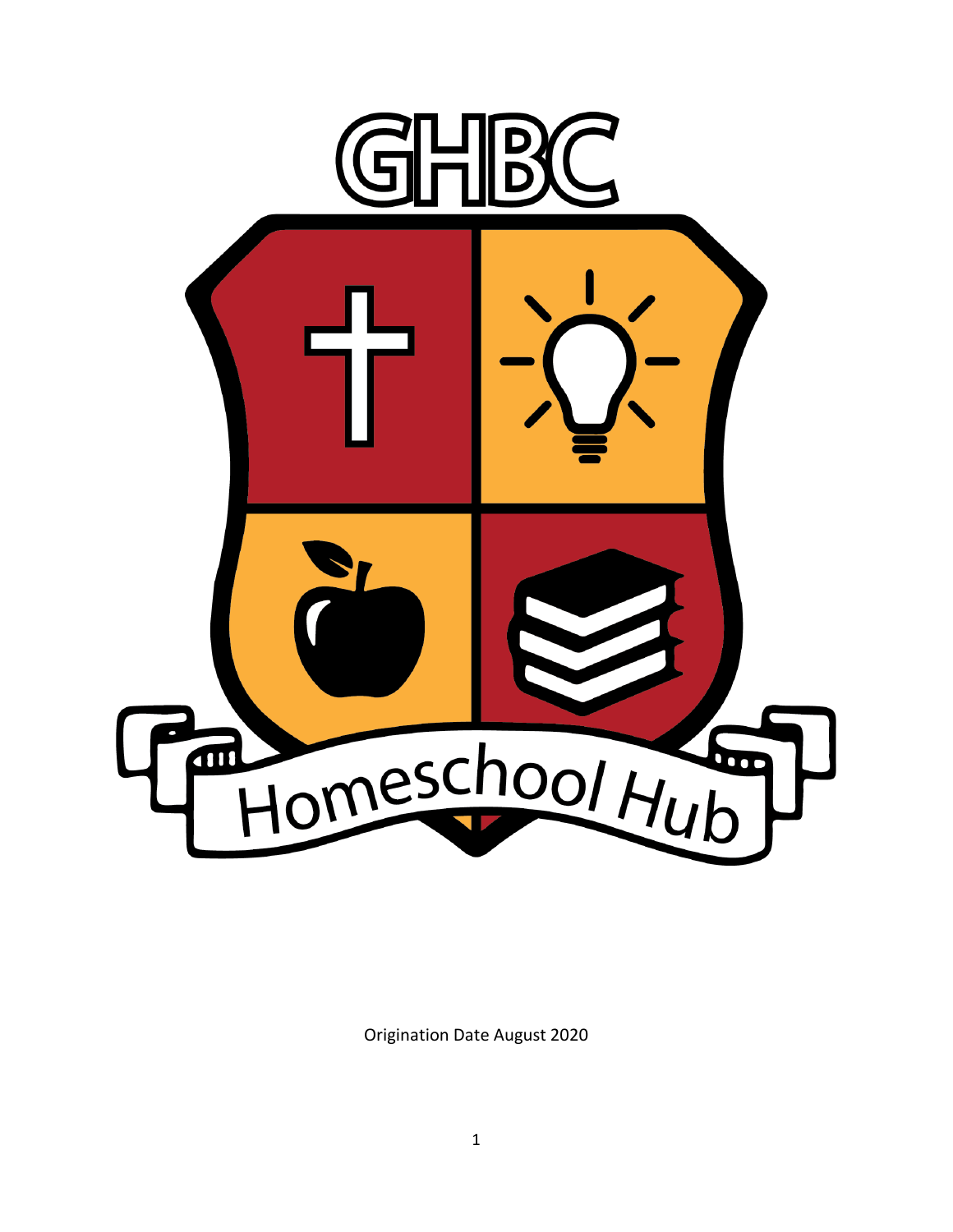# GHBC

Homeschool Hub

Origination Date August 2020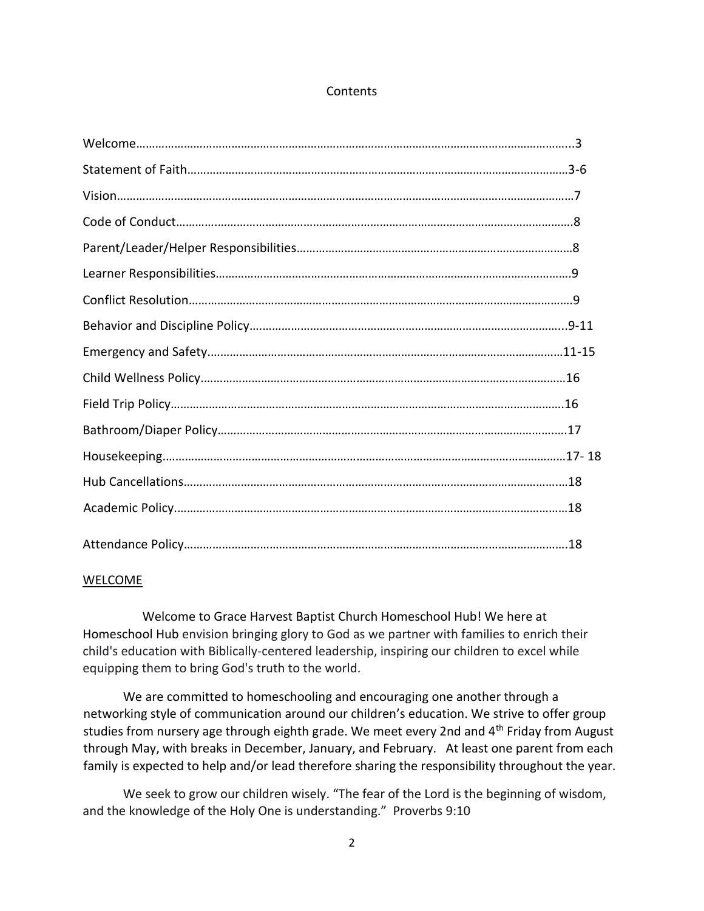# Contents

| | |
|---|---|
| Welcome | 3 |
| Statement of Faith | 3-6 |
| Vision | 7 |
| Code of Conduct | 8 |
| Parent/Leader/Helper Responsibilities | 8 |
| Learner Responsibilities | 9 |
| Conflict Resolution | 9 |
| Behavior and Discipline Policy | 9-11 |
| Emergency and Safety | 11-15 |
| Child Wellness Policy | 16 |
| Field Trip Policy | 16 |
| Bathroom/Diaper Policy | 17 |
| Housekeeping | 17- 18 |
| Hub Cancellations | 18 |
| Academic Policy | 18 |
| Attendance Policy | 18 |

## WELCOME

Welcome to Grace Harvest Baptist Church Homeschool Hub! We here at Homeschool Hub envision bringing glory to God as we partner with families to enrich their child's education with Biblically-centered leadership, inspiring our children to excel while equipping them to bring God's truth to the world.

We are committed to homeschooling and encouraging one another through a networking style of communication around our children's education. We strive to offer group studies from nursery age through eighth grade. We meet every 2nd and 4th Friday from August through May, with breaks in December, January, and February. At least one parent from each family is expected to help and/or lead therefore sharing the responsibility throughout the year.

We seek to grow our children wisely. "The fear of the Lord is the beginning of wisdom, and the knowledge of the Holy One is understanding." Proverbs 9:10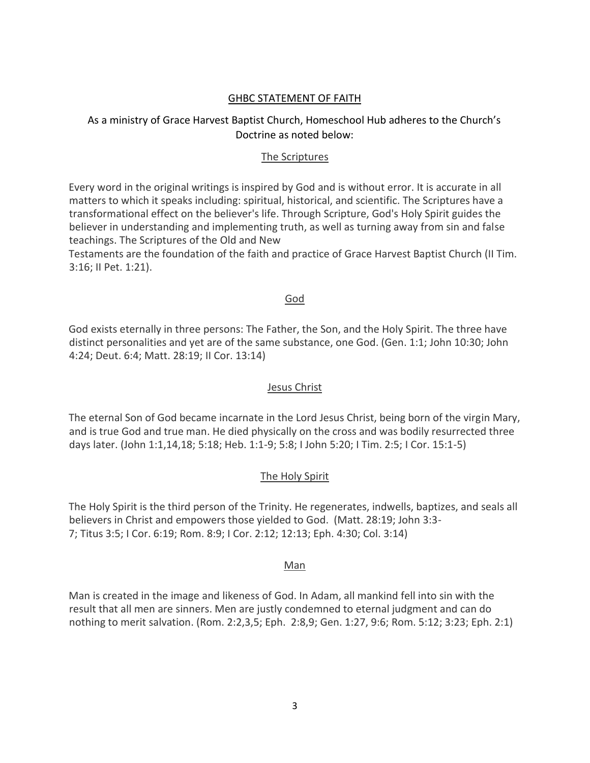## GHBC STATEMENT OF FAITH

As a ministry of Grace Harvest Baptist Church, Homeschool Hub adheres to the Church's Doctrine as noted below:

### The Scriptures

Every word in the original writings is inspired by God and is without error. It is accurate in all matters to which it speaks including: spiritual, historical, and scientific. The Scriptures have a transformational effect on the believer's life. Through Scripture, God's Holy Spirit guides the believer in understanding and implementing truth, as well as turning away from sin and false teachings. The Scriptures of the Old and New Testaments are the foundation of the faith and practice of Grace Harvest Baptist Church (II Tim. 3:16; II Pet. 1:21).

### God

God exists eternally in three persons: The Father, the Son, and the Holy Spirit. The three have distinct personalities and yet are of the same substance, one God. (Gen. 1:1; John 10:30; John 4:24; Deut. 6:4; Matt. 28:19; II Cor. 13:14)

### Jesus Christ

The eternal Son of God became incarnate in the Lord Jesus Christ, being born of the virgin Mary, and is true God and true man. He died physically on the cross and was bodily resurrected three days later. (John 1:1,14,18; 5:18; Heb. 1:1-9; 5:8; I John 5:20; I Tim. 2:5; I Cor. 15:1-5)

### The Holy Spirit

The Holy Spirit is the third person of the Trinity. He regenerates, indwells, baptizes, and seals all believers in Christ and empowers those yielded to God. (Matt. 28:19; John 3:3-7; Titus 3:5; I Cor. 6:19; Rom. 8:9; I Cor. 2:12; 12:13; Eph. 4:30; Col. 3:14)

### Man

Man is created in the image and likeness of God. In Adam, all mankind fell into sin with the result that all men are sinners. Men are justly condemned to eternal judgment and can do nothing to merit salvation. (Rom. 2:2,3,5; Eph. 2:8,9; Gen. 1:27, 9:6; Rom. 5:12; 3:23; Eph. 2:1)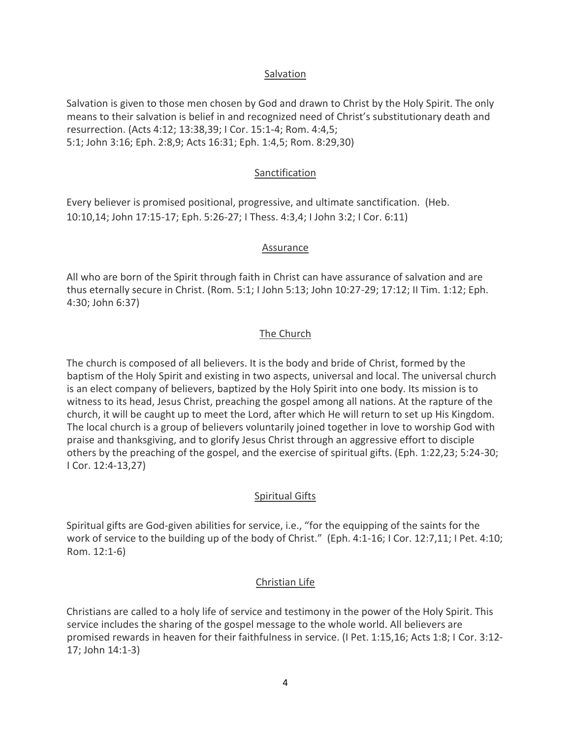## Salvation

Salvation is given to those men chosen by God and drawn to Christ by the Holy Spirit. The only means to their salvation is belief in and recognized need of Christ's substitutionary death and resurrection. (Acts 4:12; 13:38,39; I Cor. 15:1-4; Rom. 4:4,5; 5:1; John 3:16; Eph. 2:8,9; Acts 16:31; Eph. 1:4,5; Rom. 8:29,30)

## Sanctification

Every believer is promised positional, progressive, and ultimate sanctification. (Heb. 10:10,14; John 17:15-17; Eph. 5:26-27; I Thess. 4:3,4; I John 3:2; I Cor. 6:11)

## Assurance

All who are born of the Spirit through faith in Christ can have assurance of salvation and are thus eternally secure in Christ. (Rom. 5:1; I John 5:13; John 10:27-29; 17:12; II Tim. 1:12; Eph. 4:30; John 6:37)

## The Church

The church is composed of all believers. It is the body and bride of Christ, formed by the baptism of the Holy Spirit and existing in two aspects, universal and local. The universal church is an elect company of believers, baptized by the Holy Spirit into one body. Its mission is to witness to its head, Jesus Christ, preaching the gospel among all nations. At the rapture of the church, it will be caught up to meet the Lord, after which He will return to set up His Kingdom. The local church is a group of believers voluntarily joined together in love to worship God with praise and thanksgiving, and to glorify Jesus Christ through an aggressive effort to disciple others by the preaching of the gospel, and the exercise of spiritual gifts. (Eph. 1:22,23; 5:24-30; I Cor. 12:4-13,27)

## Spiritual Gifts

Spiritual gifts are God-given abilities for service, i.e., "for the equipping of the saints for the work of service to the building up of the body of Christ." (Eph. 4:1-16; I Cor. 12:7,11; I Pet. 4:10; Rom. 12:1-6)

## Christian Life

Christians are called to a holy life of service and testimony in the power of the Holy Spirit. This service includes the sharing of the gospel message to the whole world. All believers are promised rewards in heaven for their faithfulness in service. (I Pet. 1:15,16; Acts 1:8; I Cor. 3:12-17; John 14:1-3)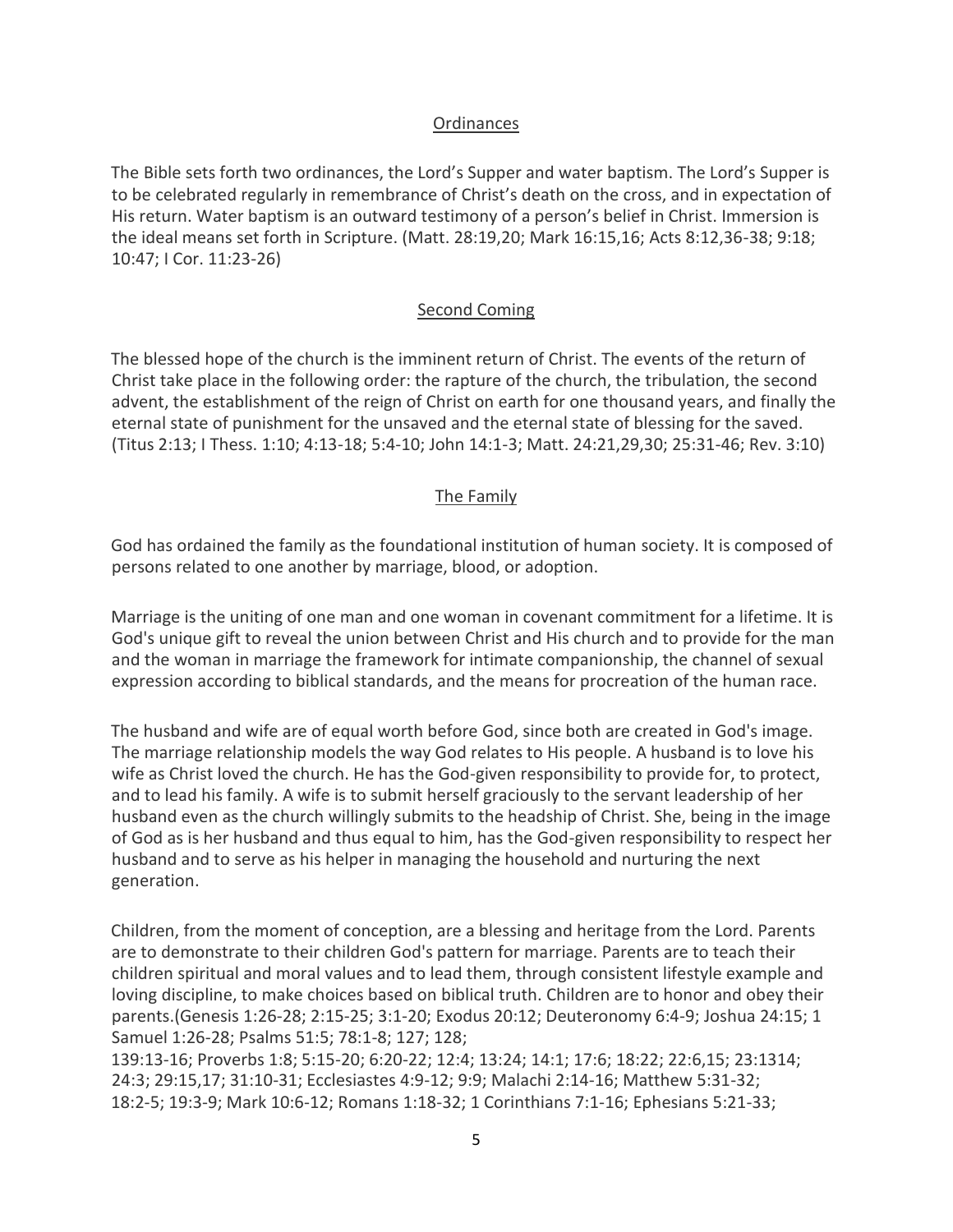## Ordinances

The Bible sets forth two ordinances, the Lord's Supper and water baptism. The Lord's Supper is to be celebrated regularly in remembrance of Christ's death on the cross, and in expectation of His return. Water baptism is an outward testimony of a person's belief in Christ. Immersion is the ideal means set forth in Scripture. (Matt. 28:19,20; Mark 16:15,16; Acts 8:12,36-38; 9:18; 10:47; I Cor. 11:23-26)

## Second Coming

The blessed hope of the church is the imminent return of Christ. The events of the return of Christ take place in the following order: the rapture of the church, the tribulation, the second advent, the establishment of the reign of Christ on earth for one thousand years, and finally the eternal state of punishment for the unsaved and the eternal state of blessing for the saved. (Titus 2:13; I Thess. 1:10; 4:13-18; 5:4-10; John 14:1-3; Matt. 24:21,29,30; 25:31-46; Rev. 3:10)

## The Family

God has ordained the family as the foundational institution of human society. It is composed of persons related to one another by marriage, blood, or adoption.

Marriage is the uniting of one man and one woman in covenant commitment for a lifetime. It is God's unique gift to reveal the union between Christ and His church and to provide for the man and the woman in marriage the framework for intimate companionship, the channel of sexual expression according to biblical standards, and the means for procreation of the human race.

The husband and wife are of equal worth before God, since both are created in God's image. The marriage relationship models the way God relates to His people. A husband is to love his wife as Christ loved the church. He has the God-given responsibility to provide for, to protect, and to lead his family. A wife is to submit herself graciously to the servant leadership of her husband even as the church willingly submits to the headship of Christ. She, being in the image of God as is her husband and thus equal to him, has the God-given responsibility to respect her husband and to serve as his helper in managing the household and nurturing the next generation.

Children, from the moment of conception, are a blessing and heritage from the Lord. Parents are to demonstrate to their children God's pattern for marriage. Parents are to teach their children spiritual and moral values and to lead them, through consistent lifestyle example and loving discipline, to make choices based on biblical truth. Children are to honor and obey their parents.(Genesis 1:26-28; 2:15-25; 3:1-20; Exodus 20:12; Deuteronomy 6:4-9; Joshua 24:15; 1 Samuel 1:26-28; Psalms 51:5; 78:1-8; 127; 128;
139:13-16; Proverbs 1:8; 5:15-20; 6:20-22; 12:4; 13:24; 14:1; 17:6; 18:22; 22:6,15; 23:1314; 24:3; 29:15,17; 31:10-31; Ecclesiastes 4:9-12; 9:9; Malachi 2:14-16; Matthew 5:31-32; 18:2-5; 19:3-9; Mark 10:6-12; Romans 1:18-32; 1 Corinthians 7:1-16; Ephesians 5:21-33;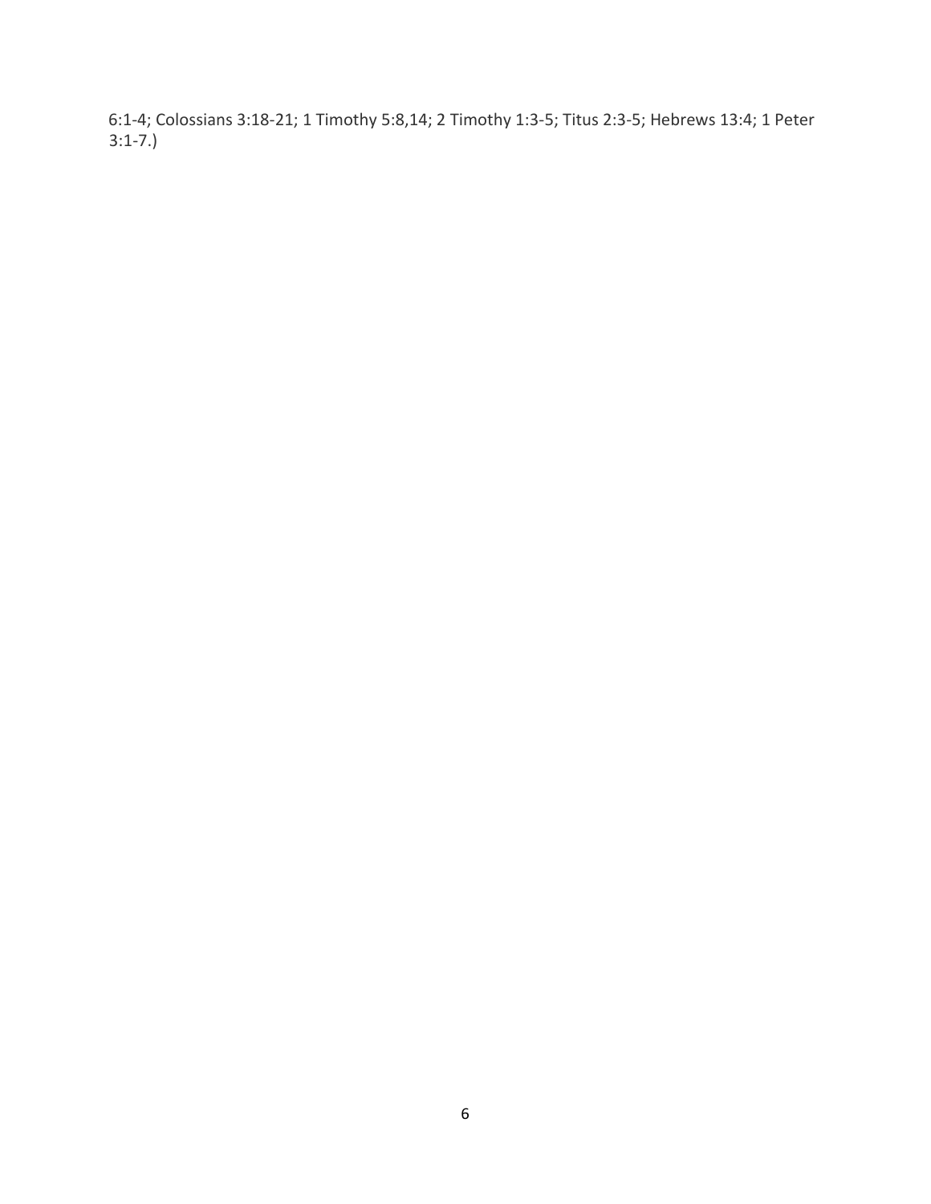6:1-4; Colossians 3:18-21; 1 Timothy 5:8,14; 2 Timothy 1:3-5; Titus 2:3-5; Hebrews 13:4; 1 Peter 3:1-7.)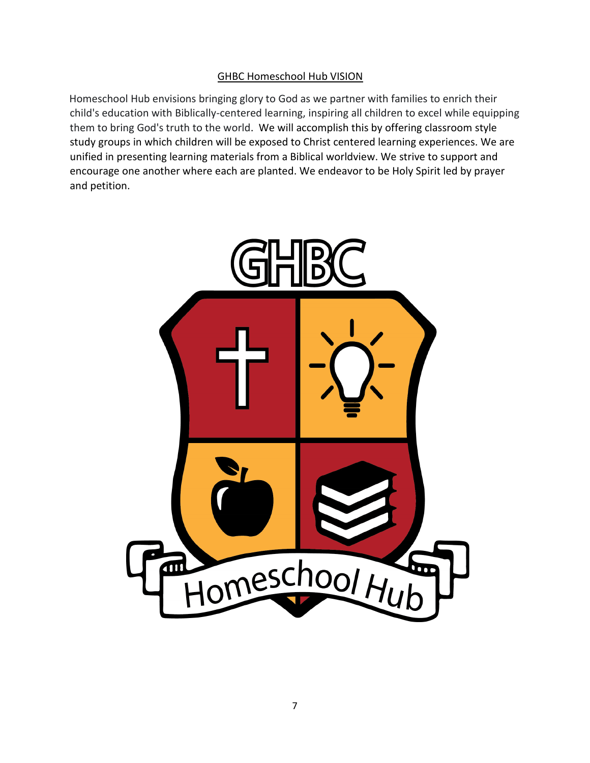## GHBC Homeschool Hub VISION

Homeschool Hub envisions bringing glory to God as we partner with families to enrich their child's education with Biblically-centered learning, inspiring all children to excel while equipping them to bring God's truth to the world. We will accomplish this by offering classroom style study groups in which children will be exposed to Christ centered learning experiences. We are unified in presenting learning materials from a Biblical worldview. We strive to support and encourage one another where each are planted. We endeavor to be Holy Spirit led by prayer and petition.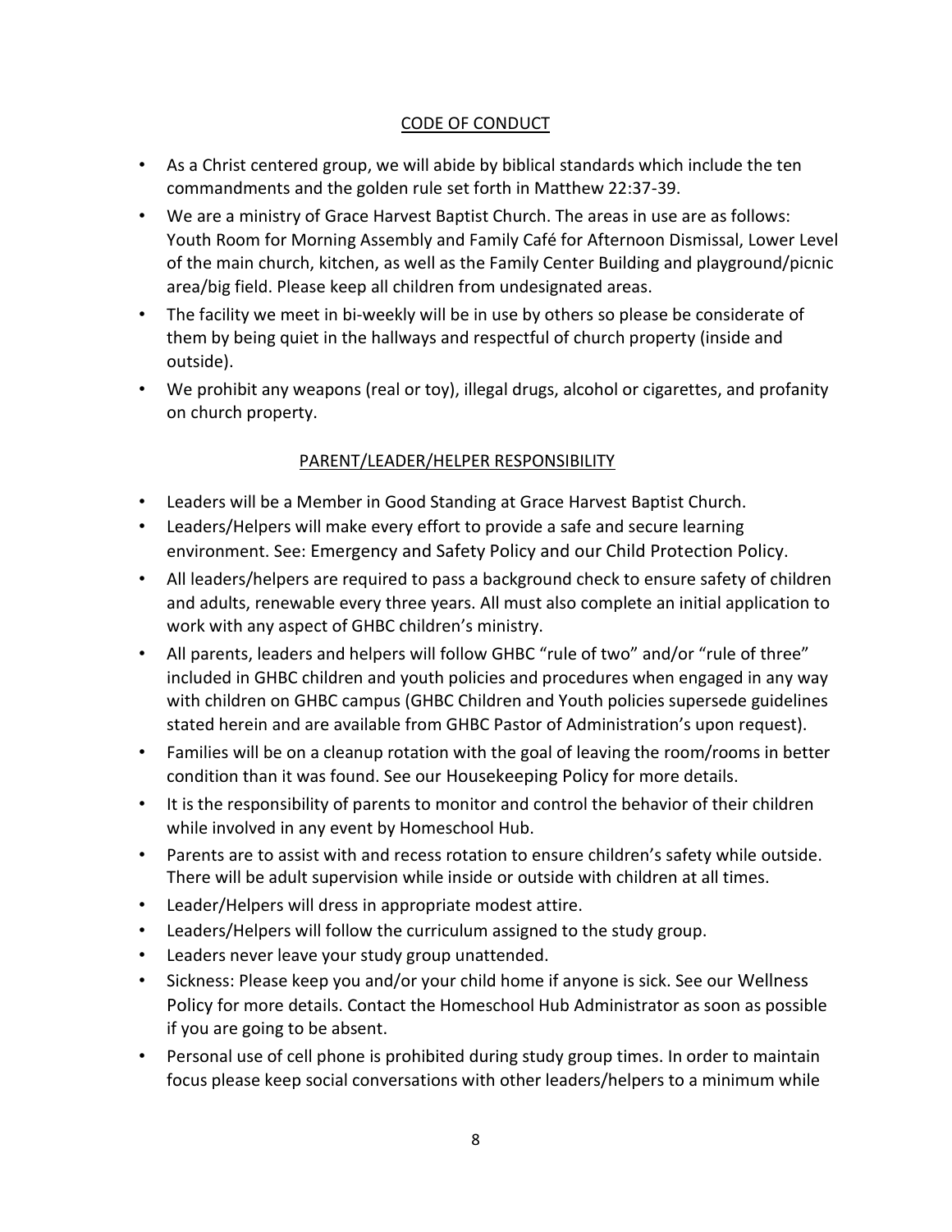## CODE OF CONDUCT

- As a Christ centered group, we will abide by biblical standards which include the ten commandments and the golden rule set forth in Matthew 22:37-39.
- We are a ministry of Grace Harvest Baptist Church. The areas in use are as follows: Youth Room for Morning Assembly and Family Café for Afternoon Dismissal, Lower Level of the main church, kitchen, as well as the Family Center Building and playground/picnic area/big field. Please keep all children from undesignated areas.
- The facility we meet in bi-weekly will be in use by others so please be considerate of them by being quiet in the hallways and respectful of church property (inside and outside).
- We prohibit any weapons (real or toy), illegal drugs, alcohol or cigarettes, and profanity on church property.

## PARENT/LEADER/HELPER RESPONSIBILITY

- Leaders will be a Member in Good Standing at Grace Harvest Baptist Church.
- Leaders/Helpers will make every effort to provide a safe and secure learning environment. See: Emergency and Safety Policy and our Child Protection Policy.
- All leaders/helpers are required to pass a background check to ensure safety of children and adults, renewable every three years. All must also complete an initial application to work with any aspect of GHBC children's ministry.
- All parents, leaders and helpers will follow GHBC "rule of two" and/or "rule of three" included in GHBC children and youth policies and procedures when engaged in any way with children on GHBC campus (GHBC Children and Youth policies supersede guidelines stated herein and are available from GHBC Pastor of Administration's upon request).
- Families will be on a cleanup rotation with the goal of leaving the room/rooms in better condition than it was found. See our Housekeeping Policy for more details.
- It is the responsibility of parents to monitor and control the behavior of their children while involved in any event by Homeschool Hub.
- Parents are to assist with and recess rotation to ensure children's safety while outside. There will be adult supervision while inside or outside with children at all times.
- Leader/Helpers will dress in appropriate modest attire.
- Leaders/Helpers will follow the curriculum assigned to the study group.
- Leaders never leave your study group unattended.
- Sickness: Please keep you and/or your child home if anyone is sick. See our Wellness Policy for more details. Contact the Homeschool Hub Administrator as soon as possible if you are going to be absent.
- Personal use of cell phone is prohibited during study group times. In order to maintain focus please keep social conversations with other leaders/helpers to a minimum while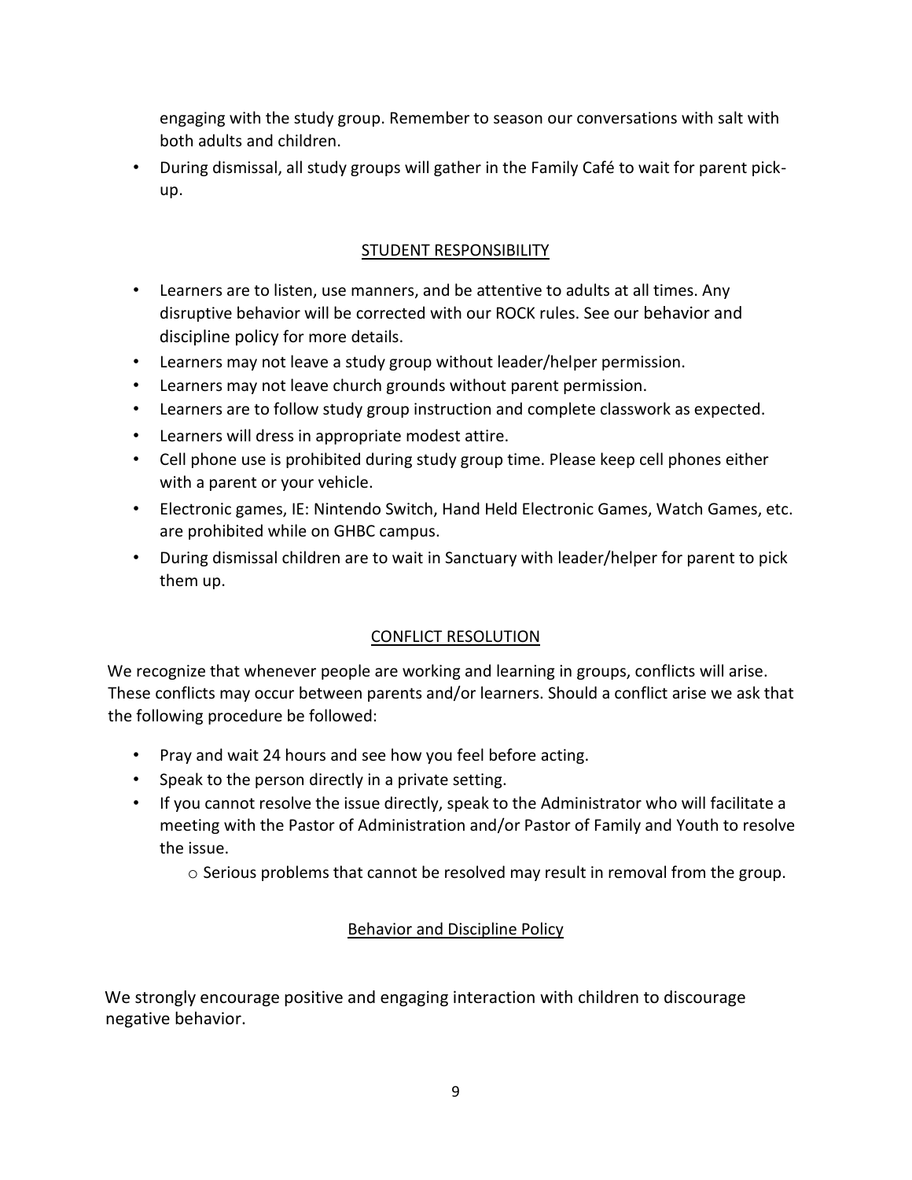engaging with the study group. Remember to season our conversations with salt with both adults and children.

- During dismissal, all study groups will gather in the Family Café to wait for parent pick-up.

## STUDENT RESPONSIBILITY

- Learners are to listen, use manners, and be attentive to adults at all times. Any disruptive behavior will be corrected with our ROCK rules. See our behavior and discipline policy for more details.
- Learners may not leave a study group without leader/helper permission.
- Learners may not leave church grounds without parent permission.
- Learners are to follow study group instruction and complete classwork as expected.
- Learners will dress in appropriate modest attire.
- Cell phone use is prohibited during study group time. Please keep cell phones either with a parent or your vehicle.
- Electronic games, IE: Nintendo Switch, Hand Held Electronic Games, Watch Games, etc. are prohibited while on GHBC campus.
- During dismissal children are to wait in Sanctuary with leader/helper for parent to pick them up.

## CONFLICT RESOLUTION

We recognize that whenever people are working and learning in groups, conflicts will arise. These conflicts may occur between parents and/or learners. Should a conflict arise we ask that the following procedure be followed:

- Pray and wait 24 hours and see how you feel before acting.
- Speak to the person directly in a private setting.
- If you cannot resolve the issue directly, speak to the Administrator who will facilitate a meeting with the Pastor of Administration and/or Pastor of Family and Youth to resolve the issue.
  - Serious problems that cannot be resolved may result in removal from the group.

## Behavior and Discipline Policy

We strongly encourage positive and engaging interaction with children to discourage negative behavior.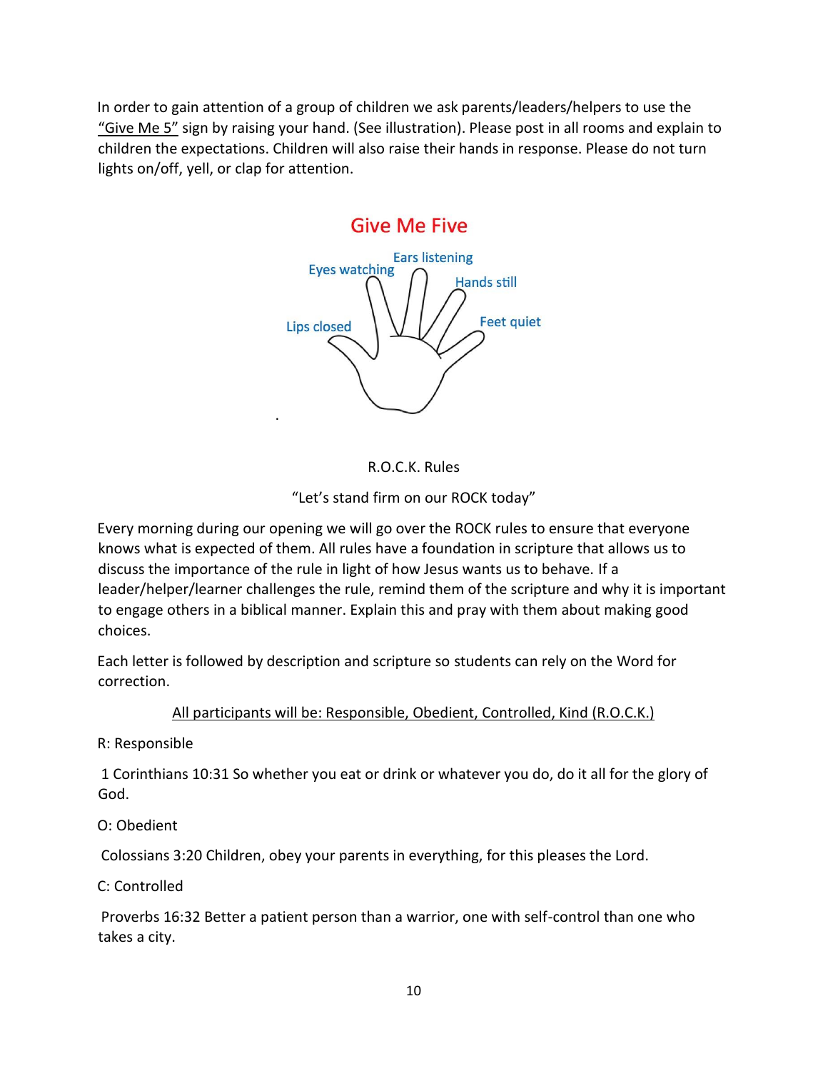In order to gain attention of a group of children we ask parents/leaders/helpers to use the "Give Me 5" sign by raising your hand. (See illustration). Please post in all rooms and explain to children the expectations. Children will also raise their hands in response. Please do not turn lights on/off, yell, or clap for attention.

## Give Me Five

- Lips closed
- Eyes watching
- Ears listening
- Hands still
- Feet quiet

R.O.C.K. Rules

"Let's stand firm on our ROCK today"

Every morning during our opening we will go over the ROCK rules to ensure that everyone knows what is expected of them. All rules have a foundation in scripture that allows us to discuss the importance of the rule in light of how Jesus wants us to behave. If a leader/helper/learner challenges the rule, remind them of the scripture and why it is important to engage others in a biblical manner. Explain this and pray with them about making good choices.

Each letter is followed by description and scripture so students can rely on the Word for correction.

All participants will be: Responsible, Obedient, Controlled, Kind (R.O.C.K.)

R: Responsible

1 Corinthians 10:31 So whether you eat or drink or whatever you do, do it all for the glory of God.

O: Obedient

Colossians 3:20 Children, obey your parents in everything, for this pleases the Lord.

C: Controlled

Proverbs 16:32 Better a patient person than a warrior, one with self-control than one who takes a city.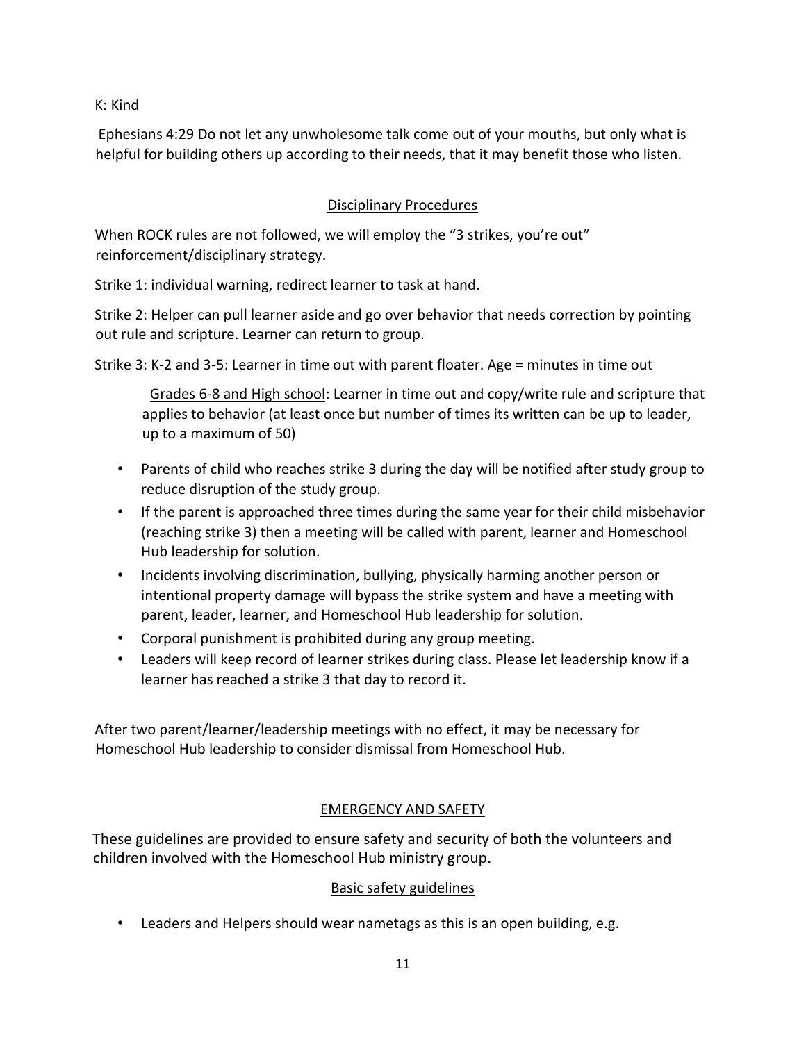K: Kind

Ephesians 4:29 Do not let any unwholesome talk come out of your mouths, but only what is helpful for building others up according to their needs, that it may benefit those who listen.

## Disciplinary Procedures

When ROCK rules are not followed, we will employ the "3 strikes, you're out" reinforcement/disciplinary strategy.

Strike 1: individual warning, redirect learner to task at hand.

Strike 2: Helper can pull learner aside and go over behavior that needs correction by pointing out rule and scripture. Learner can return to group.

Strike 3: <u>K-2 and 3-5</u>: Learner in time out with parent floater. Age = minutes in time out

<u>Grades 6-8 and High school</u>: Learner in time out and copy/write rule and scripture that applies to behavior (at least once but number of times its written can be up to leader, up to a maximum of 50)

- Parents of child who reaches strike 3 during the day will be notified after study group to reduce disruption of the study group.
- If the parent is approached three times during the same year for their child misbehavior (reaching strike 3) then a meeting will be called with parent, learner and Homeschool Hub leadership for solution.
- Incidents involving discrimination, bullying, physically harming another person or intentional property damage will bypass the strike system and have a meeting with parent, leader, learner, and Homeschool Hub leadership for solution.
- Corporal punishment is prohibited during any group meeting.
- Leaders will keep record of learner strikes during class. Please let leadership know if a learner has reached a strike 3 that day to record it.

After two parent/learner/leadership meetings with no effect, it may be necessary for Homeschool Hub leadership to consider dismissal from Homeschool Hub.

## EMERGENCY AND SAFETY

These guidelines are provided to ensure safety and security of both the volunteers and children involved with the Homeschool Hub ministry group.

### Basic safety guidelines

- Leaders and Helpers should wear nametags as this is an open building, e.g.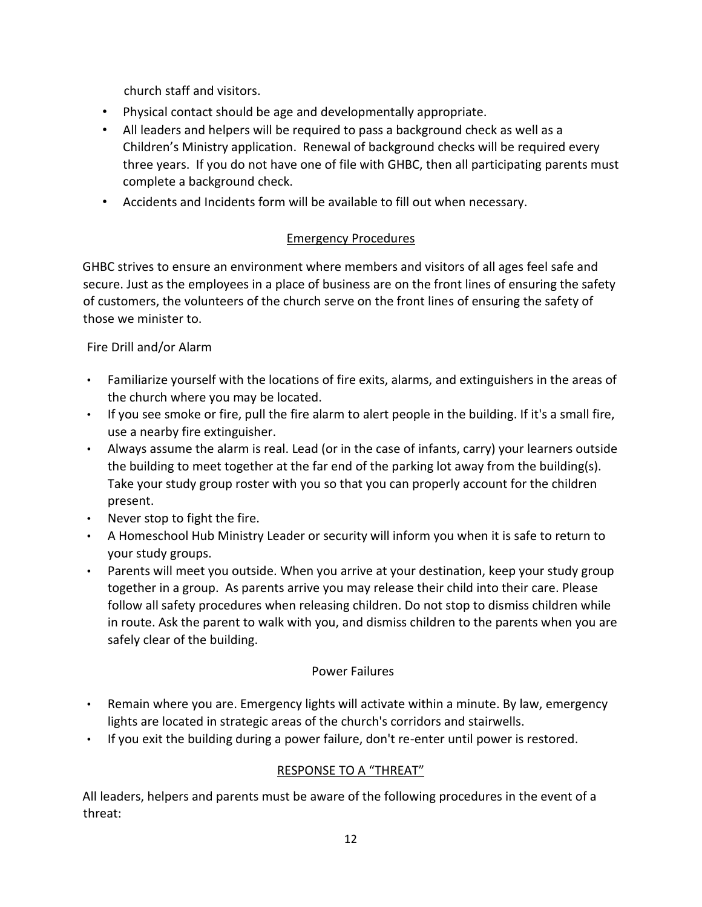church staff and visitors.

- Physical contact should be age and developmentally appropriate.
- All leaders and helpers will be required to pass a background check as well as a Children's Ministry application. Renewal of background checks will be required every three years. If you do not have one of file with GHBC, then all participating parents must complete a background check.
- Accidents and Incidents form will be available to fill out when necessary.

## Emergency Procedures

GHBC strives to ensure an environment where members and visitors of all ages feel safe and secure. Just as the employees in a place of business are on the front lines of ensuring the safety of customers, the volunteers of the church serve on the front lines of ensuring the safety of those we minister to.

Fire Drill and/or Alarm

- Familiarize yourself with the locations of fire exits, alarms, and extinguishers in the areas of the church where you may be located.
- If you see smoke or fire, pull the fire alarm to alert people in the building. If it's a small fire, use a nearby fire extinguisher.
- Always assume the alarm is real. Lead (or in the case of infants, carry) your learners outside the building to meet together at the far end of the parking lot away from the building(s). Take your study group roster with you so that you can properly account for the children present.
- Never stop to fight the fire.
- A Homeschool Hub Ministry Leader or security will inform you when it is safe to return to your study groups.
- Parents will meet you outside. When you arrive at your destination, keep your study group together in a group. As parents arrive you may release their child into their care. Please follow all safety procedures when releasing children. Do not stop to dismiss children while in route. Ask the parent to walk with you, and dismiss children to the parents when you are safely clear of the building.

## Power Failures

- Remain where you are. Emergency lights will activate within a minute. By law, emergency lights are located in strategic areas of the church's corridors and stairwells.
- If you exit the building during a power failure, don't re-enter until power is restored.

## RESPONSE TO A "THREAT"

All leaders, helpers and parents must be aware of the following procedures in the event of a threat: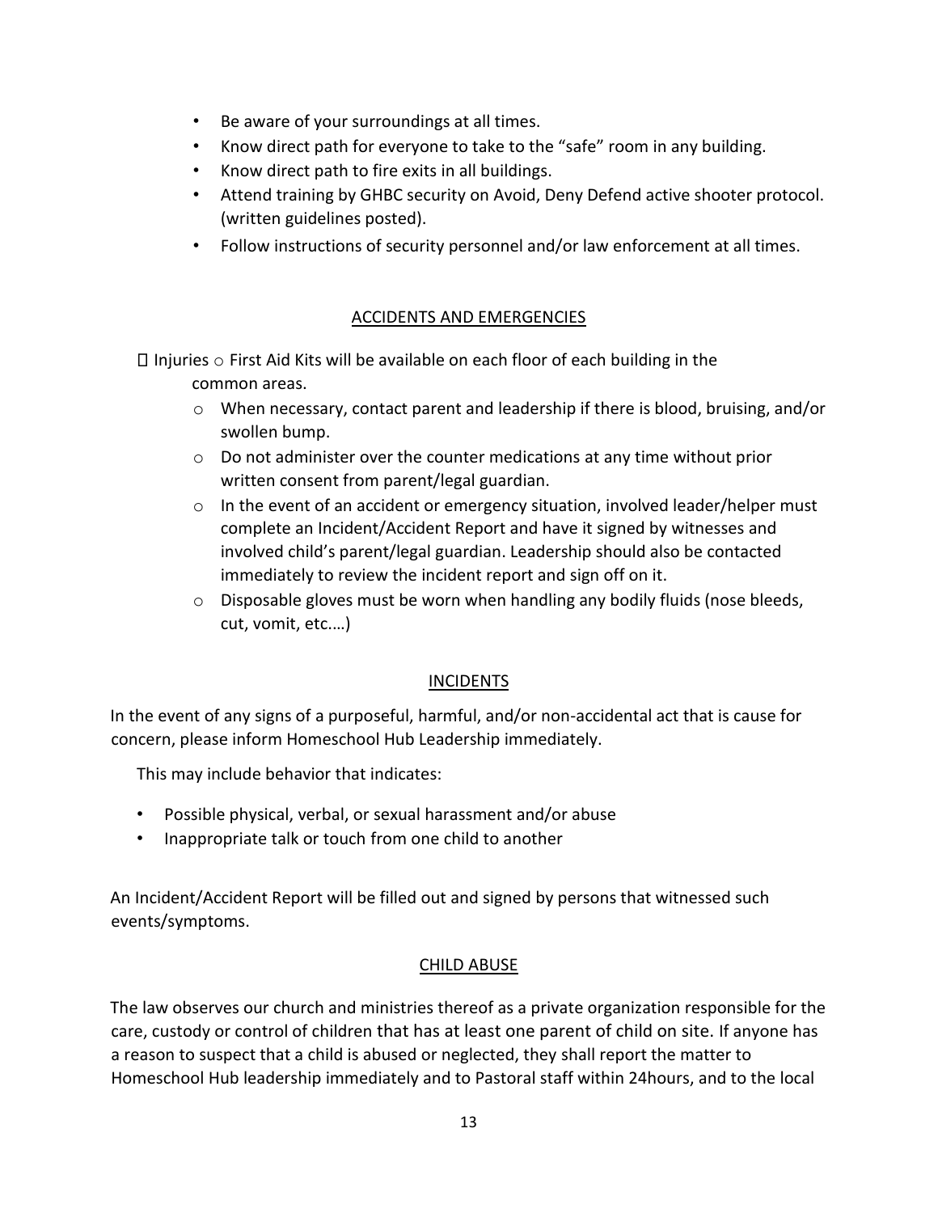- Be aware of your surroundings at all times.
- Know direct path for everyone to take to the “safe” room in any building.
- Know direct path to fire exits in all buildings.
- Attend training by GHBC security on Avoid, Deny Defend active shooter protocol. (written guidelines posted).
- Follow instructions of security personnel and/or law enforcement at all times.

## ACCIDENTS AND EMERGENCIES

- Injuries
  - First Aid Kits will be available on each floor of each building in the common areas.
  - When necessary, contact parent and leadership if there is blood, bruising, and/or swollen bump.
  - Do not administer over the counter medications at any time without prior written consent from parent/legal guardian.
  - In the event of an accident or emergency situation, involved leader/helper must complete an Incident/Accident Report and have it signed by witnesses and involved child’s parent/legal guardian. Leadership should also be contacted immediately to review the incident report and sign off on it.
  - Disposable gloves must be worn when handling any bodily fluids (nose bleeds, cut, vomit, etc.…)

## INCIDENTS

In the event of any signs of a purposeful, harmful, and/or non-accidental act that is cause for concern, please inform Homeschool Hub Leadership immediately.

This may include behavior that indicates:

- Possible physical, verbal, or sexual harassment and/or abuse
- Inappropriate talk or touch from one child to another

An Incident/Accident Report will be filled out and signed by persons that witnessed such events/symptoms.

## CHILD ABUSE

The law observes our church and ministries thereof as a private organization responsible for the care, custody or control of children that has at least one parent of child on site. If anyone has a reason to suspect that a child is abused or neglected, they shall report the matter to Homeschool Hub leadership immediately and to Pastoral staff within 24hours, and to the local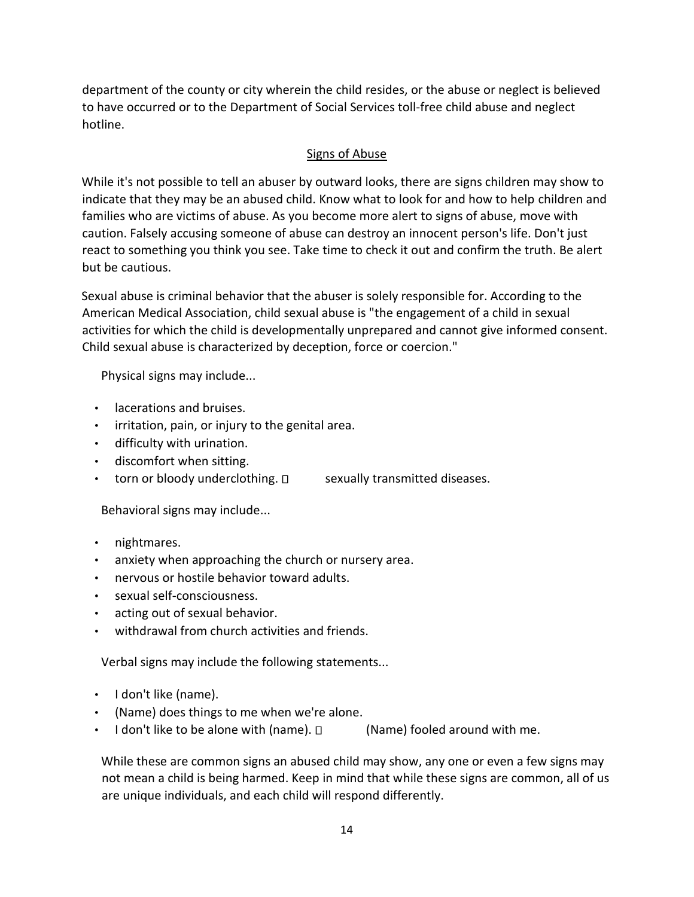department of the county or city wherein the child resides, or the abuse or neglect is believed to have occurred or to the Department of Social Services toll-free child abuse and neglect hotline.

## Signs of Abuse

While it's not possible to tell an abuser by outward looks, there are signs children may show to indicate that they may be an abused child. Know what to look for and how to help children and families who are victims of abuse. As you become more alert to signs of abuse, move with caution. Falsely accusing someone of abuse can destroy an innocent person's life. Don't just react to something you think you see. Take time to check it out and confirm the truth. Be alert but be cautious.

Sexual abuse is criminal behavior that the abuser is solely responsible for. According to the American Medical Association, child sexual abuse is "the engagement of a child in sexual activities for which the child is developmentally unprepared and cannot give informed consent. Child sexual abuse is characterized by deception, force or coercion."

Physical signs may include...

- lacerations and bruises.
- irritation, pain, or injury to the genital area.
- difficulty with urination.
- discomfort when sitting.
- torn or bloody underclothing.
- sexually transmitted diseases.

Behavioral signs may include...

- nightmares.
- anxiety when approaching the church or nursery area.
- nervous or hostile behavior toward adults.
- sexual self-consciousness.
- acting out of sexual behavior.
- withdrawal from church activities and friends.

Verbal signs may include the following statements...

- I don't like (name).
- (Name) does things to me when we're alone.
- I don't like to be alone with (name).
- (Name) fooled around with me.

While these are common signs an abused child may show, any one or even a few signs may not mean a child is being harmed. Keep in mind that while these signs are common, all of us are unique individuals, and each child will respond differently.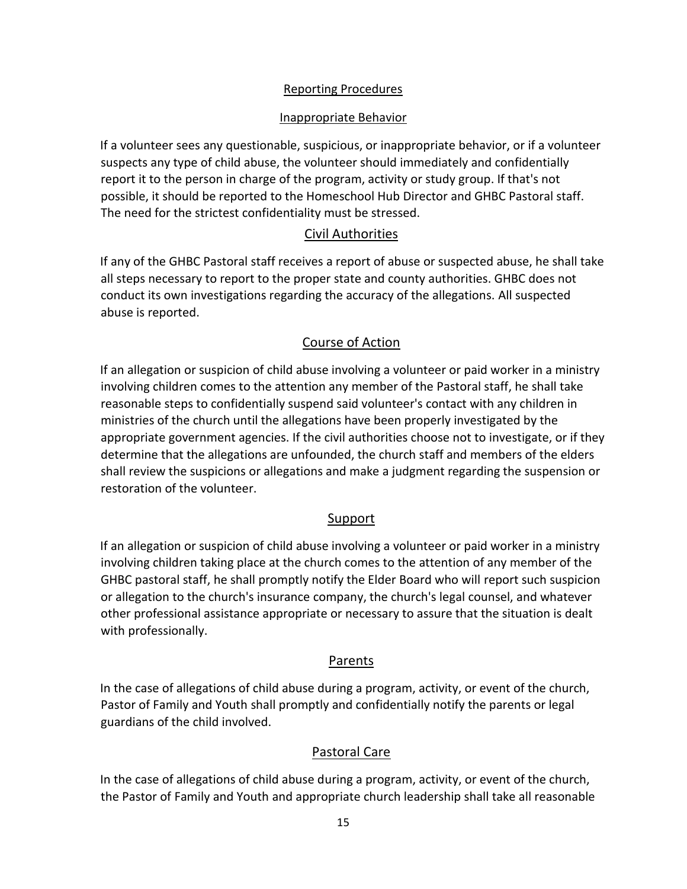## Reporting Procedures

### Inappropriate Behavior

If a volunteer sees any questionable, suspicious, or inappropriate behavior, or if a volunteer suspects any type of child abuse, the volunteer should immediately and confidentially report it to the person in charge of the program, activity or study group. If that's not possible, it should be reported to the Homeschool Hub Director and GHBC Pastoral staff. The need for the strictest confidentiality must be stressed.

### Civil Authorities

If any of the GHBC Pastoral staff receives a report of abuse or suspected abuse, he shall take all steps necessary to report to the proper state and county authorities. GHBC does not conduct its own investigations regarding the accuracy of the allegations. All suspected abuse is reported.

### Course of Action

If an allegation or suspicion of child abuse involving a volunteer or paid worker in a ministry involving children comes to the attention any member of the Pastoral staff, he shall take reasonable steps to confidentially suspend said volunteer's contact with any children in ministries of the church until the allegations have been properly investigated by the appropriate government agencies. If the civil authorities choose not to investigate, or if they determine that the allegations are unfounded, the church staff and members of the elders shall review the suspicions or allegations and make a judgment regarding the suspension or restoration of the volunteer.

### Support

If an allegation or suspicion of child abuse involving a volunteer or paid worker in a ministry involving children taking place at the church comes to the attention of any member of the GHBC pastoral staff, he shall promptly notify the Elder Board who will report such suspicion or allegation to the church's insurance company, the church's legal counsel, and whatever other professional assistance appropriate or necessary to assure that the situation is dealt with professionally.

### Parents

In the case of allegations of child abuse during a program, activity, or event of the church, Pastor of Family and Youth shall promptly and confidentially notify the parents or legal guardians of the child involved.

### Pastoral Care

In the case of allegations of child abuse during a program, activity, or event of the church, the Pastor of Family and Youth and appropriate church leadership shall take all reasonable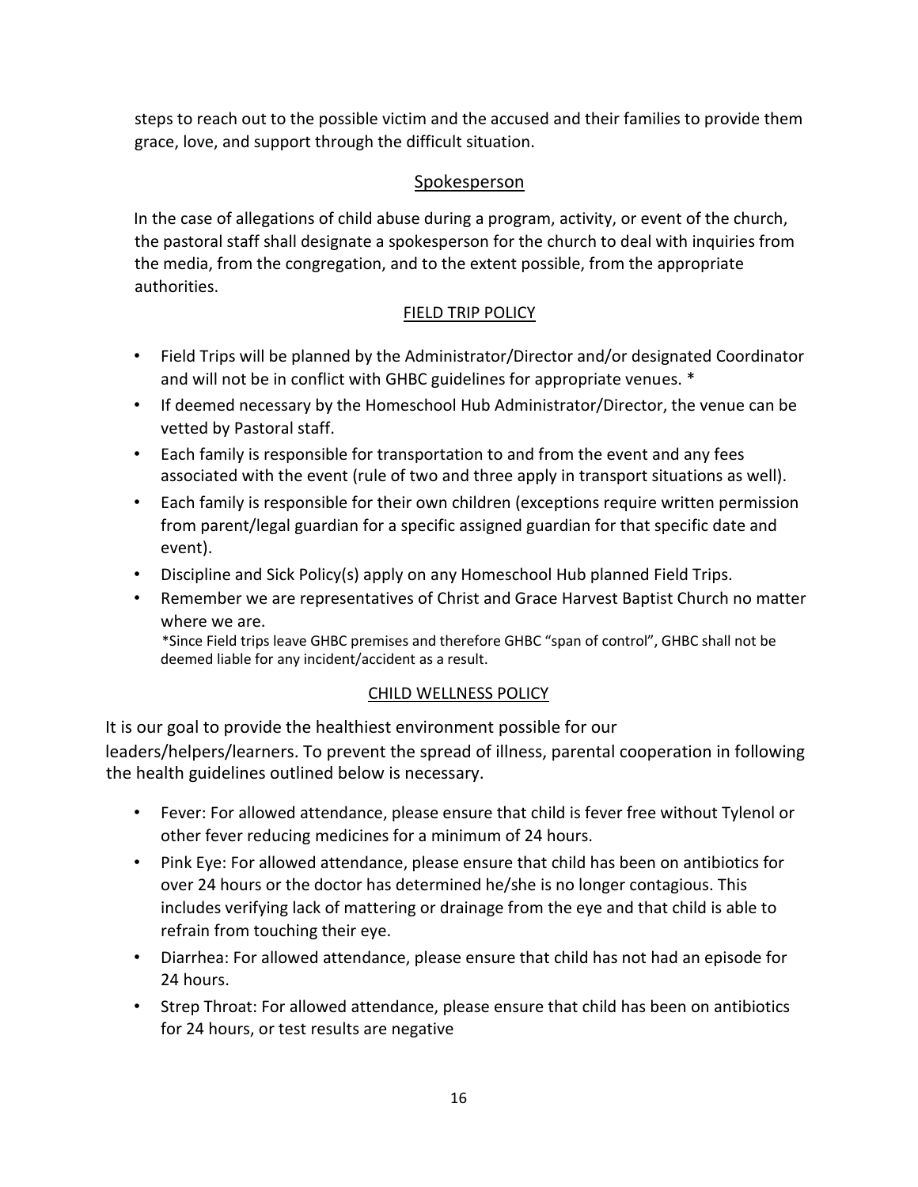steps to reach out to the possible victim and the accused and their families to provide them grace, love, and support through the difficult situation.

## Spokesperson

In the case of allegations of child abuse during a program, activity, or event of the church, the pastoral staff shall designate a spokesperson for the church to deal with inquiries from the media, from the congregation, and to the extent possible, from the appropriate authorities.

## FIELD TRIP POLICY

- Field Trips will be planned by the Administrator/Director and/or designated Coordinator and will not be in conflict with GHBC guidelines for appropriate venues. *
- If deemed necessary by the Homeschool Hub Administrator/Director, the venue can be vetted by Pastoral staff.
- Each family is responsible for transportation to and from the event and any fees associated with the event (rule of two and three apply in transport situations as well).
- Each family is responsible for their own children (exceptions require written permission from parent/legal guardian for a specific assigned guardian for that specific date and event).
- Discipline and Sick Policy(s) apply on any Homeschool Hub planned Field Trips.
- Remember we are representatives of Christ and Grace Harvest Baptist Church no matter where we are.
  *Since Field trips leave GHBC premises and therefore GHBC "span of control", GHBC shall not be deemed liable for any incident/accident as a result.

## CHILD WELLNESS POLICY

It is our goal to provide the healthiest environment possible for our leaders/helpers/learners. To prevent the spread of illness, parental cooperation in following the health guidelines outlined below is necessary.

- Fever: For allowed attendance, please ensure that child is fever free without Tylenol or other fever reducing medicines for a minimum of 24 hours.
- Pink Eye: For allowed attendance, please ensure that child has been on antibiotics for over 24 hours or the doctor has determined he/she is no longer contagious. This includes verifying lack of mattering or drainage from the eye and that child is able to refrain from touching their eye.
- Diarrhea: For allowed attendance, please ensure that child has not had an episode for 24 hours.
- Strep Throat: For allowed attendance, please ensure that child has been on antibiotics for 24 hours, or test results are negative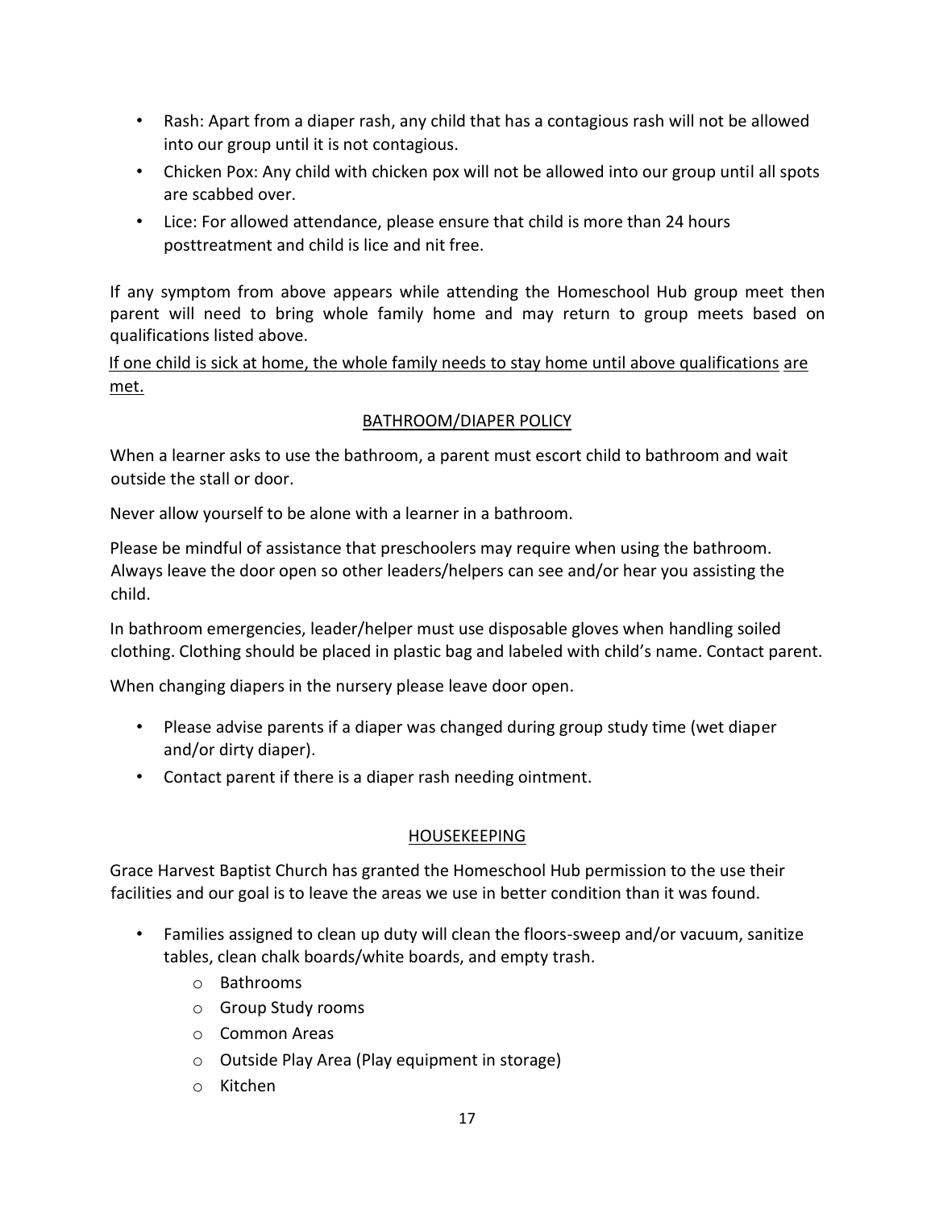- Rash: Apart from a diaper rash, any child that has a contagious rash will not be allowed into our group until it is not contagious.
- Chicken Pox: Any child with chicken pox will not be allowed into our group until all spots are scabbed over.
- Lice: For allowed attendance, please ensure that child is more than 24 hours posttreatment and child is lice and nit free.

If any symptom from above appears while attending the Homeschool Hub group meet then parent will need to bring whole family home and may return to group meets based on qualifications listed above.

<u>If one child is sick at home, the whole family needs to stay home until above qualifications are met.</u>

## BATHROOM/DIAPER POLICY

When a learner asks to use the bathroom, a parent must escort child to bathroom and wait outside the stall or door.

Never allow yourself to be alone with a learner in a bathroom.

Please be mindful of assistance that preschoolers may require when using the bathroom. Always leave the door open so other leaders/helpers can see and/or hear you assisting the child.

In bathroom emergencies, leader/helper must use disposable gloves when handling soiled clothing. Clothing should be placed in plastic bag and labeled with child's name. Contact parent.

When changing diapers in the nursery please leave door open.

- Please advise parents if a diaper was changed during group study time (wet diaper and/or dirty diaper).
- Contact parent if there is a diaper rash needing ointment.

## HOUSEKEEPING

Grace Harvest Baptist Church has granted the Homeschool Hub permission to the use their facilities and our goal is to leave the areas we use in better condition than it was found.

- Families assigned to clean up duty will clean the floors-sweep and/or vacuum, sanitize tables, clean chalk boards/white boards, and empty trash.
  - Bathrooms
  - Group Study rooms
  - Common Areas
  - Outside Play Area (Play equipment in storage)
  - Kitchen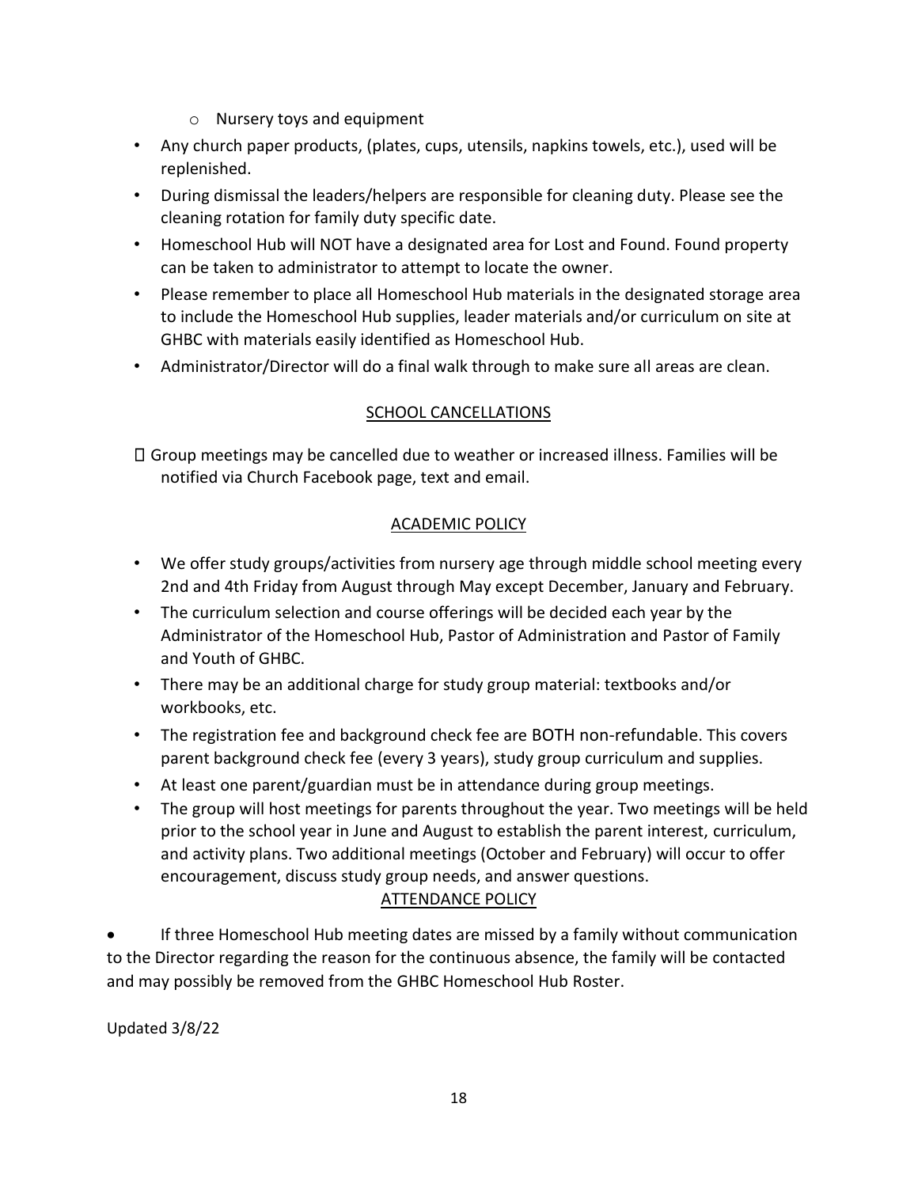- Nursery toys and equipment
- Any church paper products, (plates, cups, utensils, napkins towels, etc.), used will be replenished.
- During dismissal the leaders/helpers are responsible for cleaning duty. Please see the cleaning rotation for family duty specific date.
- Homeschool Hub will NOT have a designated area for Lost and Found. Found property can be taken to administrator to attempt to locate the owner.
- Please remember to place all Homeschool Hub materials in the designated storage area to include the Homeschool Hub supplies, leader materials and/or curriculum on site at GHBC with materials easily identified as Homeschool Hub.
- Administrator/Director will do a final walk through to make sure all areas are clean.

## SCHOOL CANCELLATIONS

- Group meetings may be cancelled due to weather or increased illness. Families will be notified via Church Facebook page, text and email.

## ACADEMIC POLICY

- We offer study groups/activities from nursery age through middle school meeting every 2nd and 4th Friday from August through May except December, January and February.
- The curriculum selection and course offerings will be decided each year by the Administrator of the Homeschool Hub, Pastor of Administration and Pastor of Family and Youth of GHBC.
- There may be an additional charge for study group material: textbooks and/or workbooks, etc.
- The registration fee and background check fee are BOTH non-refundable. This covers parent background check fee (every 3 years), study group curriculum and supplies.
- At least one parent/guardian must be in attendance during group meetings.
- The group will host meetings for parents throughout the year. Two meetings will be held prior to the school year in June and August to establish the parent interest, curriculum, and activity plans. Two additional meetings (October and February) will occur to offer encouragement, discuss study group needs, and answer questions.

## ATTENDANCE POLICY

- If three Homeschool Hub meeting dates are missed by a family without communication to the Director regarding the reason for the continuous absence, the family will be contacted and may possibly be removed from the GHBC Homeschool Hub Roster.

Updated 3/8/22